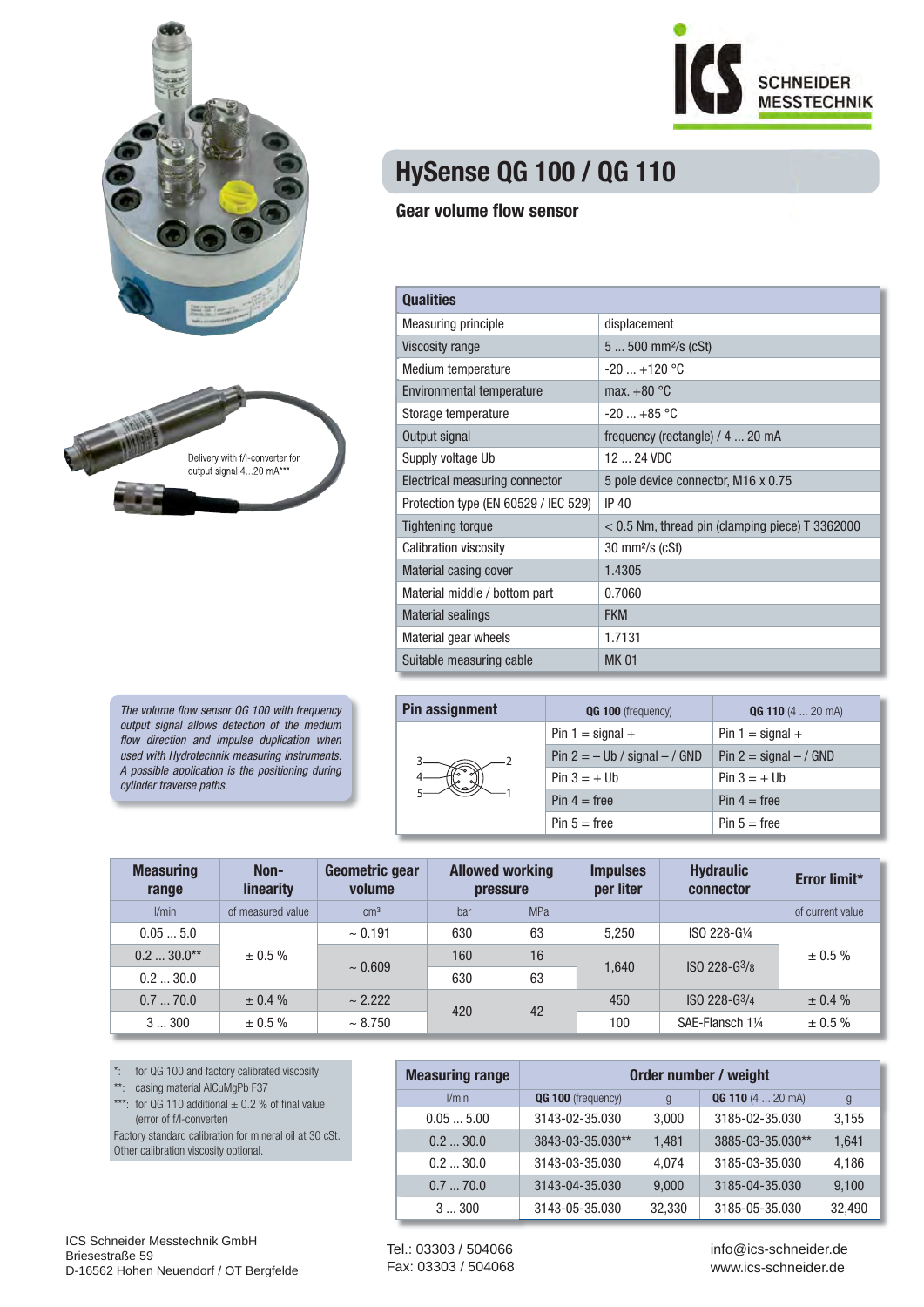# HySense QG 100 / QG 110

## Gear volume flow sensor

Delivery with f/I-converter for output signal 4...20 mA***

| Qualities | |
|---|---|
| Measuring principle | displacement |
| Viscosity range | 5 ... 500 mm²/s (cSt) |
| Medium temperature | -20 ... +120 °C |
| Environmental temperature | max. +80 °C |
| Storage temperature | -20 ... +85 °C |
| Output signal | frequency (rectangle) / 4 ... 20 mA |
| Supply voltage Ub | 12 ... 24 VDC |
| Electrical measuring connector | 5 pole device connector, M16 x 0.75 |
| Protection type (EN 60529 / IEC 529) | IP 40 |
| Tightening torque | < 0.5 Nm, thread pin (clamping piece) T 3362000 |
| Calibration viscosity | 30 mm²/s (cSt) |
| Material casing cover | 1.4305 |
| Material middle / bottom part | 0.7060 |
| Material sealings | FKM |
| Material gear wheels | 1.7131 |
| Suitable measuring cable | MK 01 |

*The volume flow sensor QG 100 with frequency output signal allows detection of the medium flow direction and impulse duplication when used with Hydrotechnik measuring instruments. A possible application is the positioning during cylinder traverse paths.*

| Pin assignment | **QG 100** (frequency) | **QG 110** (4 ... 20 mA) |
|---|---|---|
| | Pin 1 = signal + | Pin 1 = signal + |
| | Pin 2 = – Ub / signal – / GND | Pin 2 = signal – / GND |
| | Pin 3 = + Ub | Pin 3 = + Ub |
| | Pin 4 = free | Pin 4 = free |
| | Pin 5 = free | Pin 5 = free |

| Measuring range | Non-linearity | Geometric gear volume | Allowed working pressure | | Impulses per liter | Hydraulic connector | Error limit* |
|---|---|---|---|---|---|---|---|
| l/min | of measured value | cm³ | bar | MPa | | | of current value |
| 0.05 ... 5.0 | ± 0.5 % | ~ 0.191 | 630 | 63 | 5,250 | ISO 228-G¼ | ± 0.5 % |
| 0.2 ... 30.0** | | ~ 0.609 | 160 | 16 | 1,640 | ISO 228-G³/₈ | |
| 0.2 ... 30.0 | | | 630 | 63 | | | |
| 0.7 ... 70.0 | ± 0.4 % | ~ 2.222 | 420 | 42 | 450 | ISO 228-G³/₄ | ± 0.4 % |
| 3 ... 300 | ± 0.5 % | ~ 8.750 | | | 100 | SAE-Flansch 1¼ | ± 0.5 % |

*: for QG 100 and factory calibrated viscosity
**: casing material AlCuMgPb F37
***: for QG 110 additional ± 0.2 % of final value (error of f/I-converter)
Factory standard calibration for mineral oil at 30 cSt.
Other calibration viscosity optional.

| Measuring range | Order number / weight | | | |
|---|---|---|---|---|
| l/min | **QG 100** (frequency) | g | **QG 110** (4 ... 20 mA) | g |
| 0.05 ... 5.00 | 3143-02-35.030 | 3,000 | 3185-02-35.030 | 3,155 |
| 0.2 ... 30.0 | 3843-03-35.030** | 1,481 | 3885-03-35.030** | 1,641 |
| 0.2 ... 30.0 | 3143-03-35.030 | 4,074 | 3185-03-35.030 | 4,186 |
| 0.7 ... 70.0 | 3143-04-35.030 | 9,000 | 3185-04-35.030 | 9,100 |
| 3 ... 300 | 3143-05-35.030 | 32,330 | 3185-05-35.030 | 32,490 |

ICS Schneider Messtechnik GmbH
Briesestraße 59
D-16562 Hohen Neuendorf / OT Bergfelde

Tel.: 03303 / 504066
Fax: 03303 / 504068

info@ics-schneider.de
www.ics-schneider.de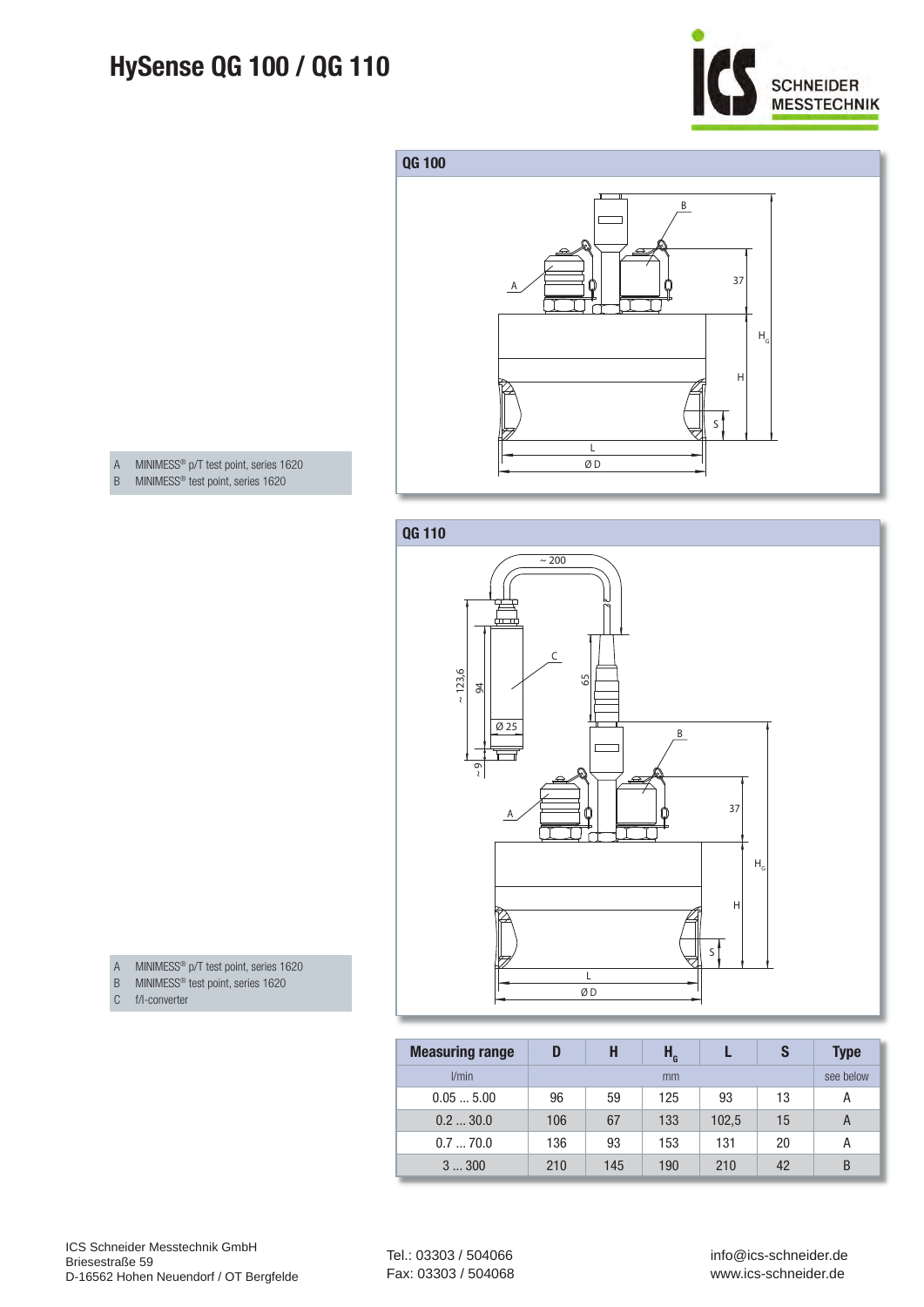# HySense QG 100 / QG 110

## QG 100

A MINIMESS® p/T test point, series 1620
B MINIMESS® test point, series 1620

## QG 110

A MINIMESS® p/T test point, series 1620
B MINIMESS® test point, series 1620
C f/I-converter

| Measuring range | D | H | $H_G$ | L | S | Type |
|---|---|---|---|---|---|---|
| l/min | mm | | | | | see below |
| 0.05 ... 5.00 | 96 | 59 | 125 | 93 | 13 | A |
| 0.2 ... 30.0 | 106 | 67 | 133 | 102,5 | 15 | A |
| 0.7 ... 70.0 | 136 | 93 | 153 | 131 | 20 | A |
| 3 ... 300 | 210 | 145 | 190 | 210 | 42 | B |

ICS Schneider Messtechnik GmbH
Briesestraße 59
D-16562 Hohen Neuendorf / OT Bergfelde

Tel.: 03303 / 504066
Fax: 03303 / 504068

info@ics-schneider.de
www.ics-schneider.de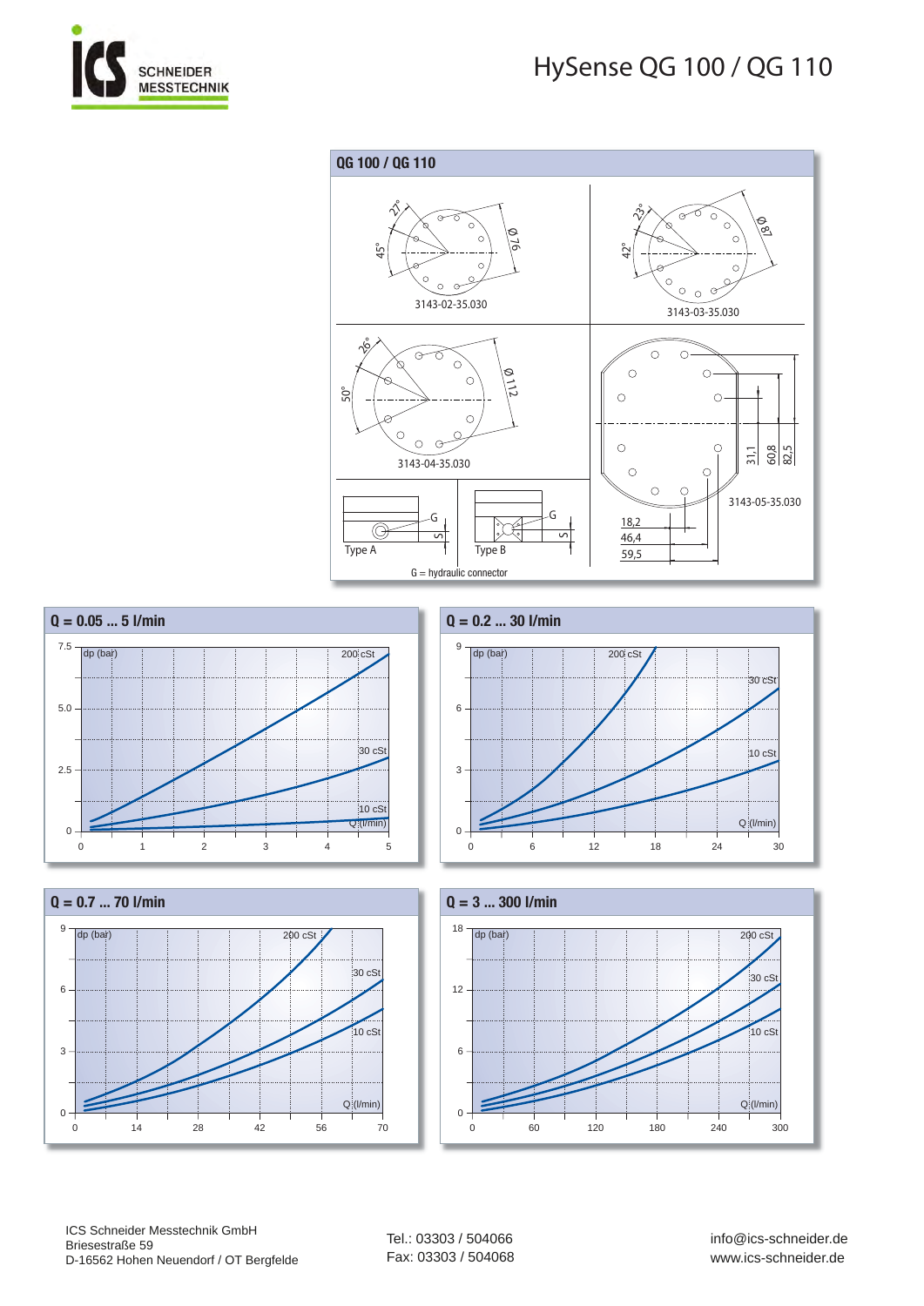# HySense QG 100 / QG 110

## QG 100 / QG 110

27°
45°
Ø 76
3143-02-35.030

23°
42°
Ø 87
3143-03-35.030

26°
50°
Ø 112
3143-04-35.030

31,1
60,8
82,5
18,2
46,4
59,5
3143-05-35.030

G
S
Type A

G
S
Type B

G = hydraulic connector

## Q = 0.05 ... 5 l/min

dp (bar)
7.5
5.0
2.5
0
200 cSt
30 cSt
10 cSt
Q (l/min)
0
1
2
3
4
5

## Q = 0.2 ... 30 l/min

dp (bar)
9
6
3
0
200 cSt
30 cSt
10 cSt
Q (l/min)
0
6
12
18
24
30

## Q = 0.7 ... 70 l/min

dp (bar)
9
6
3
0
200 cSt
30 cSt
10 cSt
Q (l/min)
0
14
28
42
56
70

## Q = 3 ... 300 l/min

dp (bar)
18
12
6
0
200 cSt
30 cSt
10 cSt
Q (l/min)
0
60
120
180
240
300

ICS Schneider Messtechnik GmbH
Briesestraße 59
D-16562 Hohen Neuendorf / OT Bergfelde

Tel.: 03303 / 504066
Fax: 03303 / 504068

info@ics-schneider.de
www.ics-schneider.de